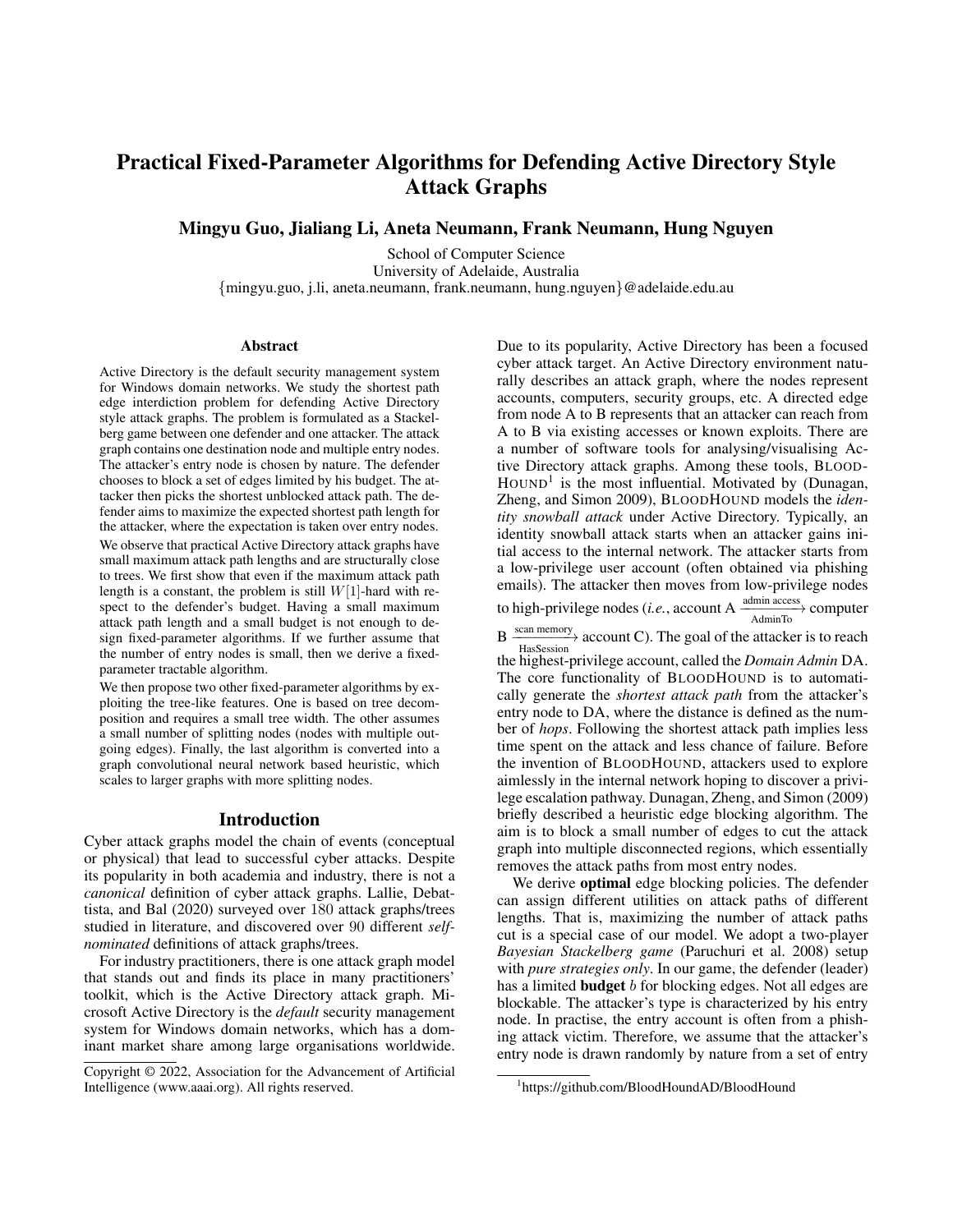# Practical Fixed-Parameter Algorithms for Defending Active Directory Style Attack Graphs

**Mingyu Guo, Jialiang Li, Aneta Neumann, Frank Neumann, Hung Nguyen**

School of Computer Science
University of Adelaide, Australia
{mingyu.guo, j.li, aneta.neumann, frank.neumann, hung.nguyen}@adelaide.edu.au

## Abstract

Active Directory is the default security management system for Windows domain networks. We study the shortest path edge interdiction problem for defending Active Directory style attack graphs. The problem is formulated as a Stackelberg game between one defender and one attacker. The attack graph contains one destination node and multiple entry nodes. The attacker's entry node is chosen by nature. The defender chooses to block a set of edges limited by his budget. The attacker then picks the shortest unblocked attack path. The defender aims to maximize the expected shortest path length for the attacker, where the expectation is taken over entry nodes.

We observe that practical Active Directory attack graphs have small maximum attack path lengths and are structurally close to trees. We first show that even if the maximum attack path length is a constant, the problem is still $W[1]$-hard with respect to the defender's budget. Having a small maximum attack path length and a small budget is not enough to design fixed-parameter algorithms. If we further assume that the number of entry nodes is small, then we derive a fixed-parameter tractable algorithm.

We then propose two other fixed-parameter algorithms by exploiting the tree-like features. One is based on tree decomposition and requires a small tree width. The other assumes a small number of splitting nodes (nodes with multiple outgoing edges). Finally, the last algorithm is converted into a graph convolutional neural network based heuristic, which scales to larger graphs with more splitting nodes.

## Introduction

Cyber attack graphs model the chain of events (conceptual or physical) that lead to successful cyber attacks. Despite its popularity in both academia and industry, there is not a *canonical* definition of cyber attack graphs. Lallie, Debattista, and Bal (2020) surveyed over 180 attack graphs/trees studied in literature, and discovered over 90 different *self-nominated* definitions of attack graphs/trees.

For industry practitioners, there is one attack graph model that stands out and finds its place in many practitioners' toolkit, which is the Active Directory attack graph. Microsoft Active Directory is the *default* security management system for Windows domain networks, which has a dominant market share among large organisations worldwide. Due to its popularity, Active Directory has been a focused cyber attack target. An Active Directory environment naturally describes an attack graph, where the nodes represent accounts, computers, security groups, etc. A directed edge from node A to B represents that an attacker can reach from A to B via existing accesses or known exploits. There are a number of software tools for analysing/visualising Active Directory attack graphs. Among these tools, BLOODHOUND[1] is the most influential. Motivated by (Dunagan, Zheng, and Simon 2009), BLOODHOUND models the *identity snowball attack* under Active Directory. Typically, an identity snowball attack starts when an attacker gains initial access to the internal network. The attacker starts from a low-privilege user account (often obtained via phishing emails). The attacker then moves from low-privilege nodes to high-privilege nodes (*i.e.*, account A $\xrightarrow[\text{AdminTo}]{\text{admin access}}$ computer B $\xrightarrow[\text{HasSession}]{\text{scan memory}}$ account C). The goal of the attacker is to reach the highest-privilege account, called the *Domain Admin* DA. The core functionality of BLOODHOUND is to automatically generate the *shortest attack path* from the attacker's entry node to DA, where the distance is defined as the number of *hops*. Following the shortest attack path implies less time spent on the attack and less chance of failure. Before the invention of BLOODHOUND, attackers used to explore aimlessly in the internal network hoping to discover a privilege escalation pathway. Dunagan, Zheng, and Simon (2009) briefly described a heuristic edge blocking algorithm. The aim is to block a small number of edges to cut the attack graph into multiple disconnected regions, which essentially removes the attack paths from most entry nodes.

We derive **optimal** edge blocking policies. The defender can assign different utilities on attack paths of different lengths. That is, maximizing the number of attack paths cut is a special case of our model. We adopt a two-player *Bayesian Stackelberg game* (Paruchuri et al. 2008) setup with *pure strategies only*. In our game, the defender (leader) has a limited **budget** $b$ for blocking edges. Not all edges are blockable. The attacker's type is characterized by his entry node. In practise, the entry account is often from a phishing attack victim. Therefore, we assume that the attacker's entry node is drawn randomly by nature from a set of entry

Copyright © 2022, Association for the Advancement of Artificial Intelligence (www.aaai.org). All rights reserved.

[1] https://github.com/BloodHoundAD/BloodHound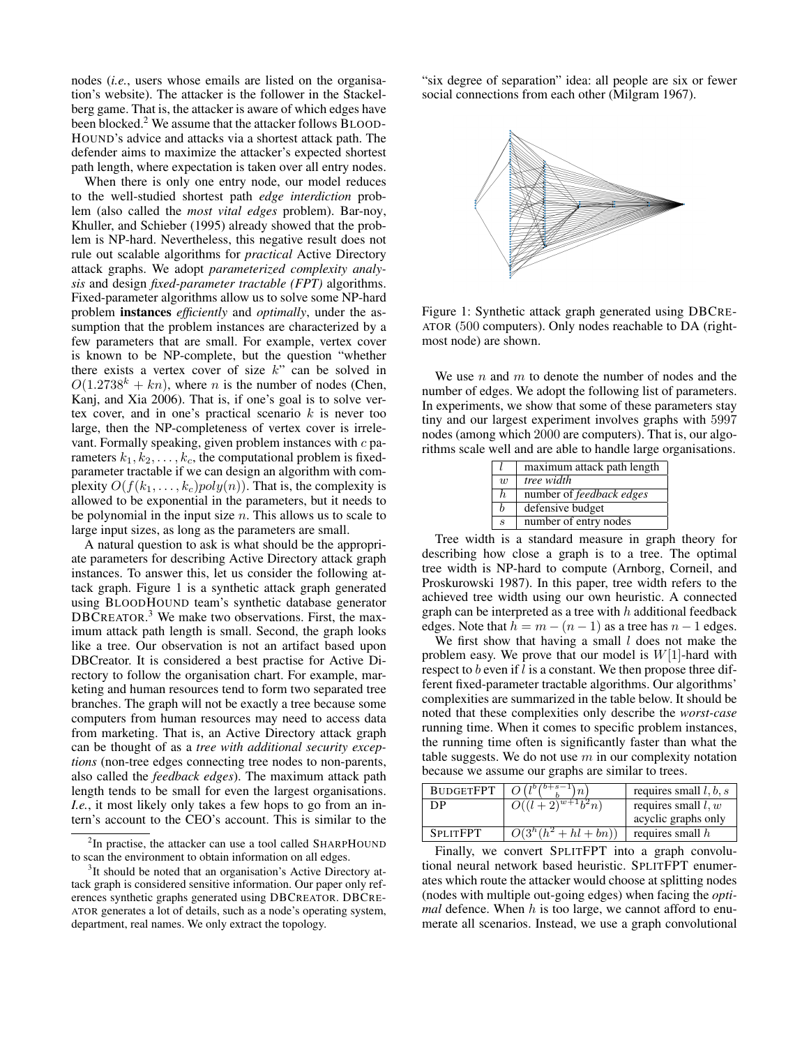nodes (*i.e.*, users whose emails are listed on the organisation's website). The attacker is the follower in the Stackelberg game. That is, the attacker is aware of which edges have been blocked.[2] We assume that the attacker follows BLOODHOUND's advice and attacks via a shortest attack path. The defender aims to maximize the attacker's expected shortest path length, where expectation is taken over all entry nodes.

When there is only one entry node, our model reduces to the well-studied shortest path *edge interdiction* problem (also called the *most vital edges* problem). Bar-noy, Khuller, and Schieber (1995) already showed that the problem is NP-hard. Nevertheless, this negative result does not rule out scalable algorithms for *practical* Active Directory attack graphs. We adopt *parameterized complexity analysis* and design *fixed-parameter tractable (FPT)* algorithms. Fixed-parameter algorithms allow us to solve some NP-hard problem **instances** *efficiently* and *optimally*, under the assumption that the problem instances are characterized by a few parameters that are small. For example, vertex cover is known to be NP-complete, but the question "whether there exists a vertex cover of size $k$" can be solved in $O(1.2738^k + kn)$, where $n$ is the number of nodes (Chen, Kanj, and Xia 2006). That is, if one's goal is to solve vertex cover, and in one's practical scenario $k$ is never too large, then the NP-completeness of vertex cover is irrelevant. Formally speaking, given problem instances with $c$ parameters $k_1, k_2, \ldots, k_c$, the computational problem is fixed-parameter tractable if we can design an algorithm with complexity $O(f(k_1, \ldots, k_c)poly(n))$. That is, the complexity is allowed to be exponential in the parameters, but it needs to be polynomial in the input size $n$. This allows us to scale to large input sizes, as long as the parameters are small.

A natural question to ask is what should be the appropriate parameters for describing Active Directory attack graph instances. To answer this, let us consider the following attack graph. Figure 1 is a synthetic attack graph generated using BLOODHOUND team's synthetic database generator DBCREATOR.[3] We make two observations. First, the maximum attack path length is small. Second, the graph looks like a tree. Our observation is not an artifact based upon DBCreator. It is considered a best practise for Active Directory to follow the organisation chart. For example, marketing and human resources tend to form two separated tree branches. The graph will not be exactly a tree because some computers from human resources may need to access data from marketing. That is, an Active Directory attack graph can be thought of as a *tree with additional security exceptions* (non-tree edges connecting tree nodes to non-parents, also called the *feedback edges*). The maximum attack path length tends to be small for even the largest organisations. *I.e.*, it most likely only takes a few hops to go from an intern's account to the CEO's account. This is similar to the "six degree of separation" idea: all people are six or fewer social connections from each other (Milgram 1967).

Figure 1: Synthetic attack graph generated using DBCREATOR (500 computers). Only nodes reachable to DA (rightmost node) are shown.

We use $n$ and $m$ to denote the number of nodes and the number of edges. We adopt the following list of parameters. In experiments, we show that some of these parameters stay tiny and our largest experiment involves graphs with 5997 nodes (among which 2000 are computers). That is, our algorithms scale well and are able to handle large organisations.

| | |
|---|---|
| $l$ | maximum attack path length |
| $w$ | *tree width* |
| $h$ | number of *feedback edges* |
| $b$ | defensive budget |
| $s$ | number of entry nodes |

Tree width is a standard measure in graph theory for describing how close a graph is to a tree. The optimal tree width is NP-hard to compute (Arnborg, Corneil, and Proskurowski 1987). In this paper, tree width refers to the achieved tree width using our own heuristic. A connected graph can be interpreted as a tree with $h$ additional feedback edges. Note that $h = m - (n - 1)$ as a tree has $n - 1$ edges.

We first show that having a small $l$ does not make the problem easy. We prove that our model is $W[1]$-hard with respect to $b$ even if $l$ is a constant. We then propose three different fixed-parameter tractable algorithms. Our algorithms' complexities are summarized in the table below. It should be noted that these complexities only describe the *worst-case* running time. When it comes to specific problem instances, the running time often is significantly faster than what the table suggests. We do not use $m$ in our complexity notation because we assume our graphs are similar to trees.

| | | |
|---|---|---|
| BUDGETFPT | $O\left(l^b \binom{b+s-1}{b} n\right)$ | requires small $l, b, s$ |
| DP | $O((l+2)^{w+1} b^2 n)$ | requires small $l, w$ acyclic graphs only |
| SPLITFPT | $O(3^h(h^2 + hl + bn))$ | requires small $h$ |

Finally, we convert SPLITFPT into a graph convolutional neural network based heuristic. SPLITFPT enumerates which route the attacker would choose at splitting nodes (nodes with multiple out-going edges) when facing the *optimal* defence. When $h$ is too large, we cannot afford to enumerate all scenarios. Instead, we use a graph convolutional

[2] In practise, the attacker can use a tool called SHARPHOUND to scan the environment to obtain information on all edges.

[3] It should be noted that an organisation's Active Directory attack graph is considered sensitive information. Our paper only references synthetic graphs generated using DBCREATOR. DBCREATOR generates a lot of details, such as a node's operating system, department, real names. We only extract the topology.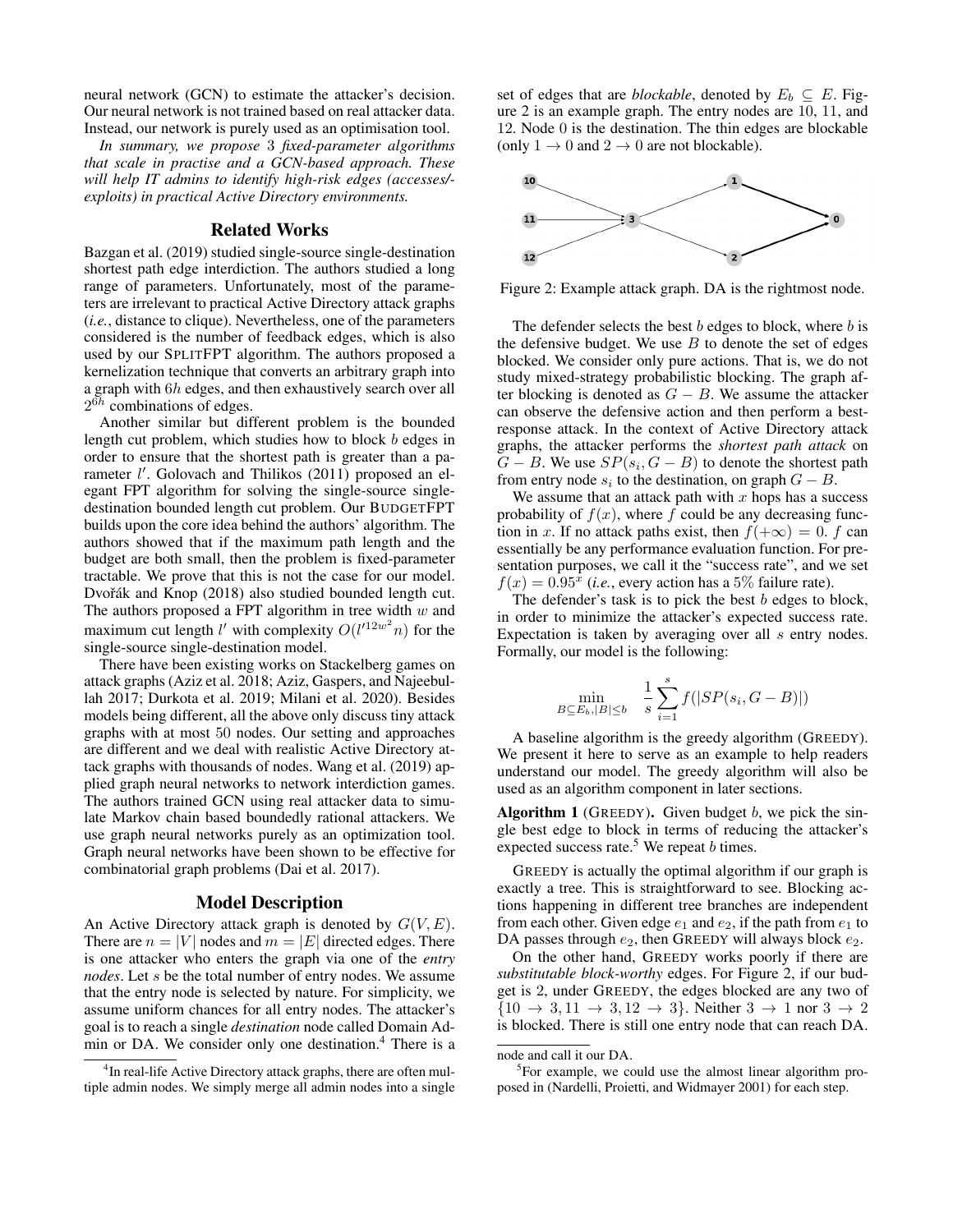neural network (GCN) to estimate the attacker's decision. Our neural network is not trained based on real attacker data. Instead, our network is purely used as an optimisation tool.

*In summary, we propose 3 fixed-parameter algorithms that scale in practise and a GCN-based approach. These will help IT admins to identify high-risk edges (accesses/-exploits) in practical Active Directory environments.*

## Related Works

Bazgan et al. (2019) studied single-source single-destination shortest path edge interdiction. The authors studied a long range of parameters. Unfortunately, most of the parameters are irrelevant to practical Active Directory attack graphs (*i.e.*, distance to clique). Nevertheless, one of the parameters considered is the number of feedback edges, which is also used by our SPLITFPT algorithm. The authors proposed a kernelization technique that converts an arbitrary graph into a graph with $6h$ edges, and then exhaustively search over all $2^{6h}$ combinations of edges.

Another similar but different problem is the bounded length cut problem, which studies how to block $b$ edges in order to ensure that the shortest path is greater than a parameter $l'$. Golovach and Thilikos (2011) proposed an elegant FPT algorithm for solving the single-source single-destination bounded length cut problem. Our BUDGETFPT builds upon the core idea behind the authors' algorithm. The authors showed that if the maximum path length and the budget are both small, then the problem is fixed-parameter tractable. We prove that this is not the case for our model. Dvořák and Knop (2018) also studied bounded length cut. The authors proposed a FPT algorithm in tree width $w$ and maximum cut length $l'$ with complexity $O(l'^{12w^2}n)$ for the single-source single-destination model.

There have been existing works on Stackelberg games on attack graphs (Aziz et al. 2018; Aziz, Gaspers, and Najeebullah 2017; Durkota et al. 2019; Milani et al. 2020). Besides models being different, all the above only discuss tiny attack graphs with at most 50 nodes. Our setting and approaches are different and we deal with realistic Active Directory attack graphs with thousands of nodes. Wang et al. (2019) applied graph neural networks to network interdiction games. The authors trained GCN using real attacker data to simulate Markov chain based boundedly rational attackers. We use graph neural networks purely as an optimization tool. Graph neural networks have been shown to be effective for combinatorial graph problems (Dai et al. 2017).

## Model Description

An Active Directory attack graph is denoted by $G(V, E)$. There are $n = |V|$ nodes and $m = |E|$ directed edges. There is one attacker who enters the graph via one of the *entry nodes*. Let $s$ be the total number of entry nodes. We assume that the entry node is selected by nature. For simplicity, we assume uniform chances for all entry nodes. The attacker's goal is to reach a single *destination* node called Domain Admin or DA. We consider only one destination.[4] There is a set of edges that are *blockable*, denoted by $E_b \subseteq E$. Figure 2 is an example graph. The entry nodes are 10, 11, and 12. Node 0 is the destination. The thin edges are blockable (only $1 \to 0$ and $2 \to 0$ are not blockable).

Figure 2: Example attack graph. DA is the rightmost node.

The defender selects the best $b$ edges to block, where $b$ is the defensive budget. We use $B$ to denote the set of edges blocked. We consider only pure actions. That is, we do not study mixed-strategy probabilistic blocking. The graph after blocking is denoted as $G - B$. We assume the attacker can observe the defensive action and then perform a best-response attack. In the context of Active Directory attack graphs, the attacker performs the *shortest path attack* on $G - B$. We use $SP(s_i, G - B)$ to denote the shortest path from entry node $s_i$ to the destination, on graph $G - B$.

We assume that an attack path with $x$ hops has a success probability of $f(x)$, where $f$ could be any decreasing function in $x$. If no attack paths exist, then $f(+\infty) = 0$. $f$ can essentially be any performance evaluation function. For presentation purposes, we call it the "success rate", and we set $f(x) = 0.95^x$ (*i.e.*, every action has a $5\%$ failure rate).

The defender's task is to pick the best $b$ edges to block, in order to minimize the attacker's expected success rate. Expectation is taken by averaging over all $s$ entry nodes. Formally, our model is the following:

$$\min_{B \subseteq E_b, |B| \leq b} \quad \frac{1}{s} \sum_{i=1}^{s} f(|SP(s_i, G - B)|)$$

A baseline algorithm is the greedy algorithm (GREEDY). We present it here to serve as an example to help readers understand our model. The greedy algorithm will also be used as an algorithm component in later sections.

**Algorithm 1** (GREEDY)**.** Given budget $b$, we pick the single best edge to block in terms of reducing the attacker's expected success rate.[5] We repeat $b$ times.

GREEDY is actually the optimal algorithm if our graph is exactly a tree. This is straightforward to see. Blocking actions happening in different tree branches are independent from each other. Given edge $e_1$ and $e_2$, if the path from $e_1$ to DA passes through $e_2$, then GREEDY will always block $e_2$.

On the other hand, GREEDY works poorly if there are *substitutable block-worthy* edges. For Figure 2, if our budget is 2, under GREEDY, the edges blocked are any two of $\{10 \to 3, 11 \to 3, 12 \to 3\}$. Neither $3 \to 1$ nor $3 \to 2$ is blocked. There is still one entry node that can reach DA.

[4] In real-life Active Directory attack graphs, there are often multiple admin nodes. We simply merge all admin nodes into a single node and call it our DA.

[5] For example, we could use the almost linear algorithm proposed in (Nardelli, Proietti, and Widmayer 2001) for each step.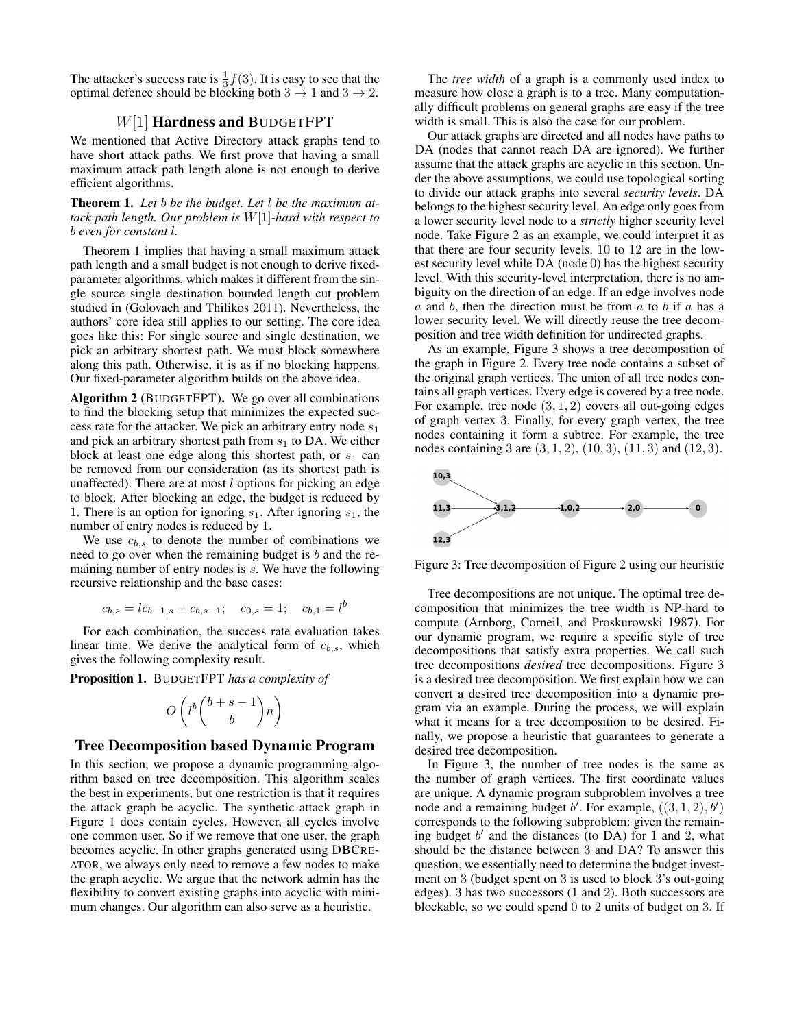The attacker's success rate is $\frac{1}{3}f(3)$. It is easy to see that the optimal defence should be blocking both $3 \rightarrow 1$ and $3 \rightarrow 2$.

## $W[1]$ Hardness and BudgetFPT

We mentioned that Active Directory attack graphs tend to have short attack paths. We first prove that having a small maximum attack path length alone is not enough to derive efficient algorithms.

**Theorem 1.** *Let $b$ be the budget. Let $l$ be the maximum attack path length. Our problem is $W[1]$-hard with respect to $b$ even for constant $l$.*

Theorem 1 implies that having a small maximum attack path length and a small budget is not enough to derive fixed-parameter algorithms, which makes it different from the single source single destination bounded length cut problem studied in (Golovach and Thilikos 2011). Nevertheless, the authors' core idea still applies to our setting. The core idea goes like this: For single source and single destination, we pick an arbitrary shortest path. We must block somewhere along this path. Otherwise, it is as if no blocking happens. Our fixed-parameter algorithm builds on the above idea.

**Algorithm 2** (BudgetFPT). We go over all combinations to find the blocking setup that minimizes the expected success rate for the attacker. We pick an arbitrary entry node $s_1$ and pick an arbitrary shortest path from $s_1$ to DA. We either block at least one edge along this shortest path, or $s_1$ can be removed from our consideration (as its shortest path is unaffected). There are at most $l$ options for picking an edge to block. After blocking an edge, the budget is reduced by 1. There is an option for ignoring $s_1$. After ignoring $s_1$, the number of entry nodes is reduced by 1.

We use $c_{b,s}$ to denote the number of combinations we need to go over when the remaining budget is $b$ and the remaining number of entry nodes is $s$. We have the following recursive relationship and the base cases:

$$c_{b,s} = lc_{b-1,s} + c_{b,s-1}; \quad c_{0,s} = 1; \quad c_{b,1} = l^b$$

For each combination, the success rate evaluation takes linear time. We derive the analytical form of $c_{b,s}$, which gives the following complexity result.

**Proposition 1.** BudgetFPT *has a complexity of*

$$O\left(l^b \binom{b+s-1}{b} n\right)$$

## Tree Decomposition based Dynamic Program

In this section, we propose a dynamic programming algorithm based on tree decomposition. This algorithm scales the best in experiments, but one restriction is that it requires the attack graph be acyclic. The synthetic attack graph in Figure 1 does contain cycles. However, all cycles involve one common user. So if we remove that one user, the graph becomes acyclic. In other graphs generated using DBCreator, we always only need to remove a few nodes to make the graph acyclic. We argue that the network admin has the flexibility to convert existing graphs into acyclic with minimum changes. Our algorithm can also serve as a heuristic.

The *tree width* of a graph is a commonly used index to measure how close a graph is to a tree. Many computationally difficult problems on general graphs are easy if the tree width is small. This is also the case for our problem.

Our attack graphs are directed and all nodes have paths to DA (nodes that cannot reach DA are ignored). We further assume that the attack graphs are acyclic in this section. Under the above assumptions, we could use topological sorting to divide our attack graphs into several *security levels*. DA belongs to the highest security level. An edge only goes from a lower security level node to a *strictly* higher security level node. Take Figure 2 as an example, we could interpret it as that there are four security levels. 10 to 12 are in the lowest security level while DA (node 0) has the highest security level. With this security-level interpretation, there is no ambiguity on the direction of an edge. If an edge involves node $a$ and $b$, then the direction must be from $a$ to $b$ if $a$ has a lower security level. We will directly reuse the tree decomposition and tree width definition for undirected graphs.

As an example, Figure 3 shows a tree decomposition of the graph in Figure 2. Every tree node contains a subset of the original graph vertices. The union of all tree nodes contains all graph vertices. Every edge is covered by a tree node. For example, tree node $(3, 1, 2)$ covers all out-going edges of graph vertex 3. Finally, for every graph vertex, the tree nodes containing it form a subtree. For example, the tree nodes containing 3 are $(3, 1, 2)$, $(10, 3)$, $(11, 3)$ and $(12, 3)$.

Figure 3: Tree decomposition of Figure 2 using our heuristic

Tree decompositions are not unique. The optimal tree decomposition that minimizes the tree width is NP-hard to compute (Arnborg, Corneil, and Proskurowski 1987). For our dynamic program, we require a specific style of tree decompositions that satisfy extra properties. We call such tree decompositions *desired* tree decompositions. Figure 3 is a desired tree decomposition. We first explain how we can convert a desired tree decomposition into a dynamic program via an example. During the process, we will explain what it means for a tree decomposition to be desired. Finally, we propose a heuristic that guarantees to generate a desired tree decomposition.

In Figure 3, the number of tree nodes is the same as the number of graph vertices. The first coordinate values are unique. A dynamic program subproblem involves a tree node and a remaining budget $b'$. For example, $((3, 1, 2), b')$ corresponds to the following subproblem: given the remaining budget $b'$ and the distances (to DA) for 1 and 2, what should be the distance between 3 and DA? To answer this question, we essentially need to determine the budget investment on 3 (budget spent on 3 is used to block 3's out-going edges). 3 has two successors (1 and 2). Both successors are blockable, so we could spend 0 to 2 units of budget on 3. If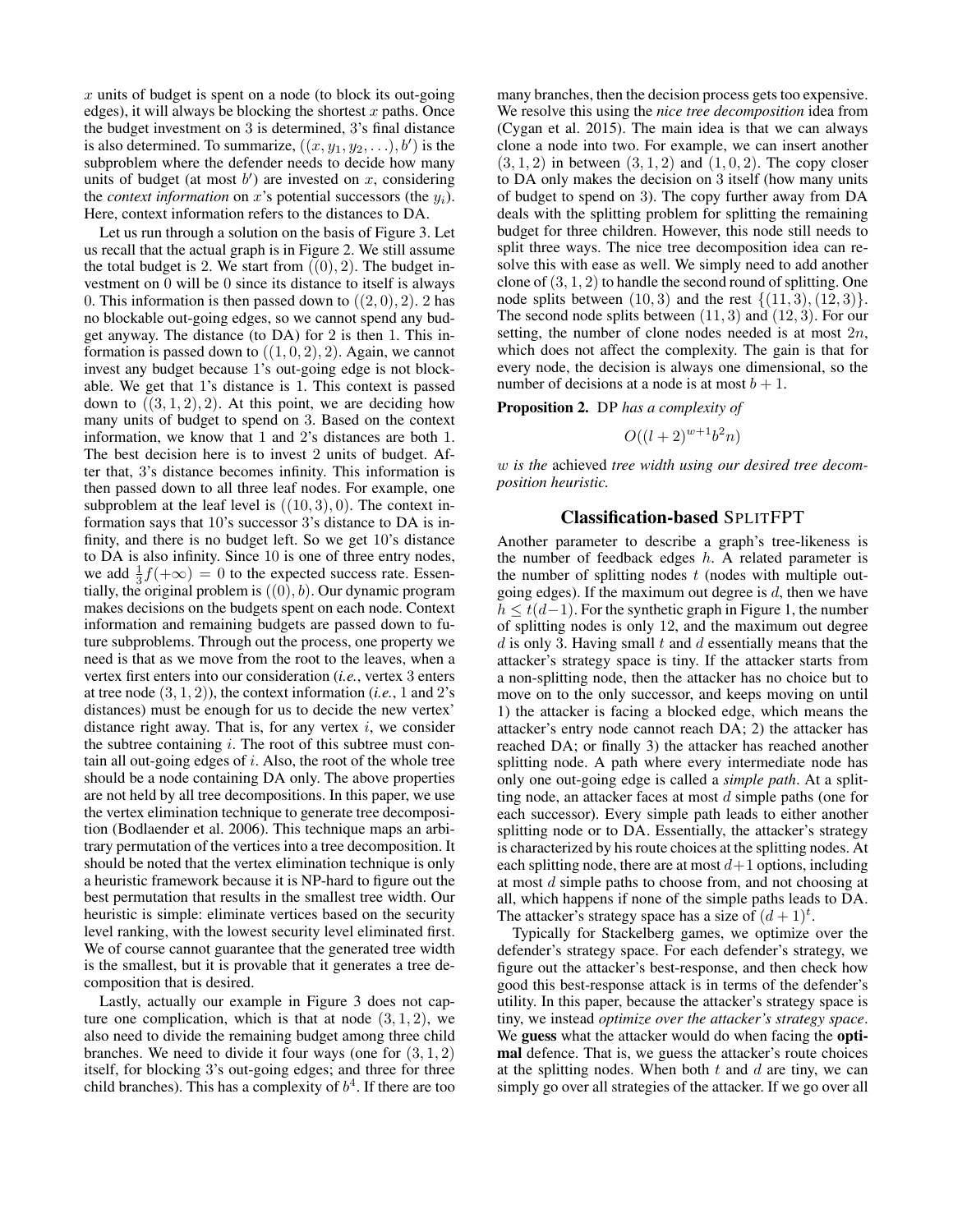$x$ units of budget is spent on a node (to block its out-going edges), it will always be blocking the shortest $x$ paths. Once the budget investment on 3 is determined, 3's final distance is also determined. To summarize, $((x, y_1, y_2, \ldots), b')$ is the subproblem where the defender needs to decide how many units of budget (at most $b'$) are invested on $x$, considering the *context information* on $x$'s potential successors (the $y_i$). Here, context information refers to the distances to DA.

Let us run through a solution on the basis of Figure 3. Let us recall that the actual graph is in Figure 2. We still assume the total budget is 2. We start from $((0), 2)$. The budget investment on 0 will be 0 since its distance to itself is always 0. This information is then passed down to $((2, 0), 2)$. 2 has no blockable out-going edges, so we cannot spend any budget anyway. The distance (to DA) for 2 is then 1. This information is passed down to $((1, 0, 2), 2)$. Again, we cannot invest any budget because 1's out-going edge is not blockable. We get that 1's distance is 1. This context is passed down to $((3, 1, 2), 2)$. At this point, we are deciding how many units of budget to spend on 3. Based on the context information, we know that 1 and 2's distances are both 1. The best decision here is to invest 2 units of budget. After that, 3's distance becomes infinity. This information is then passed down to all three leaf nodes. For example, one subproblem at the leaf level is $((10, 3), 0)$. The context information says that 10's successor 3's distance to DA is infinity, and there is no budget left. So we get 10's distance to DA is also infinity. Since 10 is one of three entry nodes, we add $\frac{1}{3}f(+\infty) = 0$ to the expected success rate. Essentially, the original problem is $((0), b)$. Our dynamic program makes decisions on the budgets spent on each node. Context information and remaining budgets are passed down to future subproblems. Through out the process, one property we need is that as we move from the root to the leaves, when a vertex first enters into our consideration (*i.e.*, vertex 3 enters at tree node $(3, 1, 2)$), the context information (*i.e.*, 1 and 2's distances) must be enough for us to decide the new vertex' distance right away. That is, for any vertex $i$, we consider the subtree containing $i$. The root of this subtree must contain all out-going edges of $i$. Also, the root of the whole tree should be a node containing DA only. The above properties are not held by all tree decompositions. In this paper, we use the vertex elimination technique to generate tree decomposition (Bodlaender et al. 2006). This technique maps an arbitrary permutation of the vertices into a tree decomposition. It should be noted that the vertex elimination technique is only a heuristic framework because it is NP-hard to figure out the best permutation that results in the smallest tree width. Our heuristic is simple: eliminate vertices based on the security level ranking, with the lowest security level eliminated first. We of course cannot guarantee that the generated tree width is the smallest, but it is provable that it generates a tree decomposition that is desired.

Lastly, actually our example in Figure 3 does not capture one complication, which is that at node $(3, 1, 2)$, we also need to divide the remaining budget among three child branches. We need to divide it four ways (one for $(3, 1, 2)$ itself, for blocking 3's out-going edges; and three for three child branches). This has a complexity of $b^4$. If there are too many branches, then the decision process gets too expensive. We resolve this using the *nice tree decomposition* idea from (Cygan et al. 2015). The main idea is that we can always clone a node into two. For example, we can insert another $(3, 1, 2)$ in between $(3, 1, 2)$ and $(1, 0, 2)$. The copy closer to DA only makes the decision on 3 itself (how many units of budget to spend on 3). The copy further away from DA deals with the splitting problem for splitting the remaining budget for three children. However, this node still needs to split three ways. The nice tree decomposition idea can resolve this with ease as well. We simply need to add another clone of $(3, 1, 2)$ to handle the second round of splitting. One node splits between $(10, 3)$ and the rest $\{(11, 3), (12, 3)\}$. The second node splits between $(11, 3)$ and $(12, 3)$. For our setting, the number of clone nodes needed is at most $2n$, which does not affect the complexity. The gain is that for every node, the decision is always one dimensional, so the number of decisions at a node is at most $b + 1$.

**Proposition 2.** DP *has a complexity of*

$$O((l+2)^{w+1}b^2n)$$

*$w$ is the achieved tree width using our desired tree decomposition heuristic.*

## Classification-based SPLITFPT

Another parameter to describe a graph's tree-likeness is the number of feedback edges $h$. A related parameter is the number of splitting nodes $t$ (nodes with multiple outgoing edges). If the maximum out degree is $d$, then we have $h \leq t(d-1)$. For the synthetic graph in Figure 1, the number of splitting nodes is only 12, and the maximum out degree $d$ is only 3. Having small $t$ and $d$ essentially means that the attacker's strategy space is tiny. If the attacker starts from a non-splitting node, then the attacker has no choice but to move on to the only successor, and keeps moving on until 1) the attacker is facing a blocked edge, which means the attacker's entry node cannot reach DA; 2) the attacker has reached DA; or finally 3) the attacker has reached another splitting node. A path where every intermediate node has only one out-going edge is called a *simple path*. At a splitting node, an attacker faces at most $d$ simple paths (one for each successor). Every simple path leads to either another splitting node or to DA. Essentially, the attacker's strategy is characterized by his route choices at the splitting nodes. At each splitting node, there are at most $d+1$ options, including at most $d$ simple paths to choose from, and not choosing at all, which happens if none of the simple paths leads to DA. The attacker's strategy space has a size of $(d+1)^t$.

Typically for Stackelberg games, we optimize over the defender's strategy space. For each defender's strategy, we figure out the attacker's best-response, and then check how good this best-response attack is in terms of the defender's utility. In this paper, because the attacker's strategy space is tiny, we instead *optimize over the attacker's strategy space*. We **guess** what the attacker would do when facing the **optimal** defence. That is, we guess the attacker's route choices at the splitting nodes. When both $t$ and $d$ are tiny, we can simply go over all strategies of the attacker. If we go over all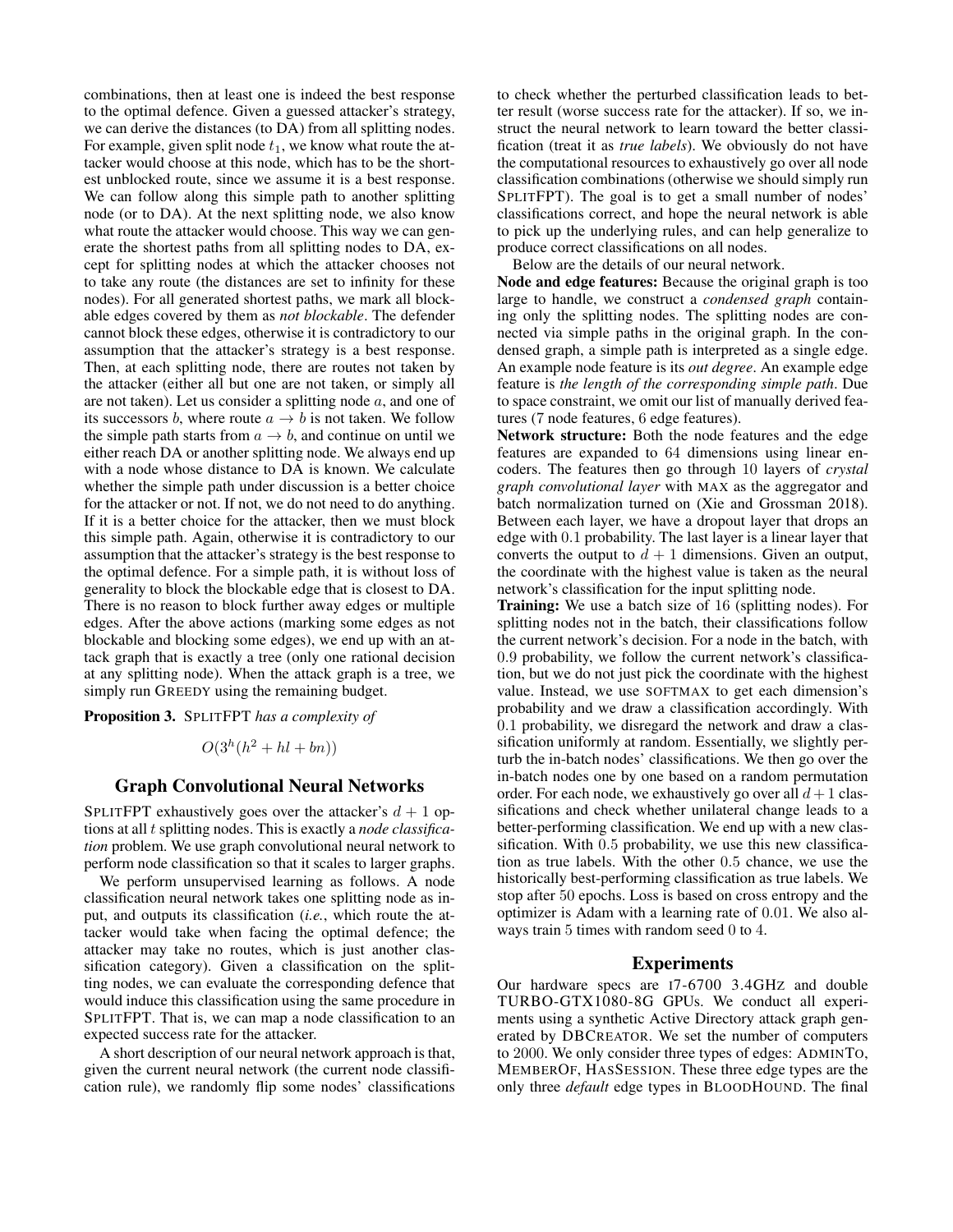combinations, then at least one is indeed the best response to the optimal defence. Given a guessed attacker's strategy, we can derive the distances (to DA) from all splitting nodes. For example, given split node $t_1$, we know what route the attacker would choose at this node, which has to be the shortest unblocked route, since we assume it is a best response. We can follow along this simple path to another splitting node (or to DA). At the next splitting node, we also know what route the attacker would choose. This way we can generate the shortest paths from all splitting nodes to DA, except for splitting nodes at which the attacker chooses not to take any route (the distances are set to infinity for these nodes). For all generated shortest paths, we mark all blockable edges covered by them as *not blockable*. The defender cannot block these edges, otherwise it is contradictory to our assumption that the attacker's strategy is a best response. Then, at each splitting node, there are routes not taken by the attacker (either all but one are not taken, or simply all are not taken). Let us consider a splitting node $a$, and one of its successors $b$, where route $a \rightarrow b$ is not taken. We follow the simple path starts from $a \rightarrow b$, and continue on until we either reach DA or another splitting node. We always end up with a node whose distance to DA is known. We calculate whether the simple path under discussion is a better choice for the attacker or not. If not, we do not need to do anything. If it is a better choice for the attacker, then we must block this simple path. Again, otherwise it is contradictory to our assumption that the attacker's strategy is the best response to the optimal defence. For a simple path, it is without loss of generality to block the blockable edge that is closest to DA. There is no reason to block further away edges or multiple edges. After the above actions (marking some edges as not blockable and blocking some edges), we end up with an attack graph that is exactly a tree (only one rational decision at any splitting node). When the attack graph is a tree, we simply run GREEDY using the remaining budget.

**Proposition 3.** *SPLITFPT has a complexity of*

$$O(3^h(h^2 + hl + bn))$$

## Graph Convolutional Neural Networks

SPLITFPT exhaustively goes over the attacker's $d+1$ options at all $t$ splitting nodes. This is exactly a *node classification* problem. We use graph convolutional neural network to perform node classification so that it scales to larger graphs.

We perform unsupervised learning as follows. A node classification neural network takes one splitting node as input, and outputs its classification (*i.e.*, which route the attacker would take when facing the optimal defence; the attacker may take no routes, which is just another classification category). Given a classification on the splitting nodes, we can evaluate the corresponding defence that would induce this classification using the same procedure in SPLITFPT. That is, we can map a node classification to an expected success rate for the attacker.

A short description of our neural network approach is that, given the current neural network (the current node classification rule), we randomly flip some nodes' classifications to check whether the perturbed classification leads to better result (worse success rate for the attacker). If so, we instruct the neural network to learn toward the better classification (treat it as *true labels*). We obviously do not have the computational resources to exhaustively go over all node classification combinations (otherwise we should simply run SPLITFPT). The goal is to get a small number of nodes' classifications correct, and hope the neural network is able to pick up the underlying rules, and can help generalize to produce correct classifications on all nodes.

Below are the details of our neural network.

**Node and edge features:** Because the original graph is too large to handle, we construct a *condensed graph* containing only the splitting nodes. The splitting nodes are connected via simple paths in the original graph. In the condensed graph, a simple path is interpreted as a single edge. An example node feature is its *out degree*. An example edge feature is *the length of the corresponding simple path*. Due to space constraint, we omit our list of manually derived features (7 node features, 6 edge features).

**Network structure:** Both the node features and the edge features are expanded to 64 dimensions using linear encoders. The features then go through 10 layers of *crystal graph convolutional layer* with MAX as the aggregator and batch normalization turned on (Xie and Grossman 2018). Between each layer, we have a dropout layer that drops an edge with 0.1 probability. The last layer is a linear layer that converts the output to $d+1$ dimensions. Given an output, the coordinate with the highest value is taken as the neural network's classification for the input splitting node.

**Training:** We use a batch size of 16 (splitting nodes). For splitting nodes not in the batch, their classifications follow the current network's decision. For a node in the batch, with 0.9 probability, we follow the current network's classification, but we do not just pick the coordinate with the highest value. Instead, we use SOFTMAX to get each dimension's probability and we draw a classification accordingly. With 0.1 probability, we disregard the network and draw a classification uniformly at random. Essentially, we slightly perturb the in-batch nodes' classifications. We then go over the in-batch nodes one by one based on a random permutation order. For each node, we exhaustively go over all $d+1$ classifications and check whether unilateral change leads to a better-performing classification. We end up with a new classification. With 0.5 probability, we use this new classification as true labels. With the other 0.5 chance, we use the historically best-performing classification as true labels. We stop after 50 epochs. Loss is based on cross entropy and the optimizer is Adam with a learning rate of 0.01. We also always train 5 times with random seed 0 to 4.

## Experiments

Our hardware specs are I7-6700 3.4GHZ and double TURBO-GTX1080-8G GPUs. We conduct all experiments using a synthetic Active Directory attack graph generated by DBCREATOR. We set the number of computers to 2000. We only consider three types of edges: ADMINTO, MEMBEROF, HASSESSION. These three edge types are the only three *default* edge types in BLOODHOUND. The final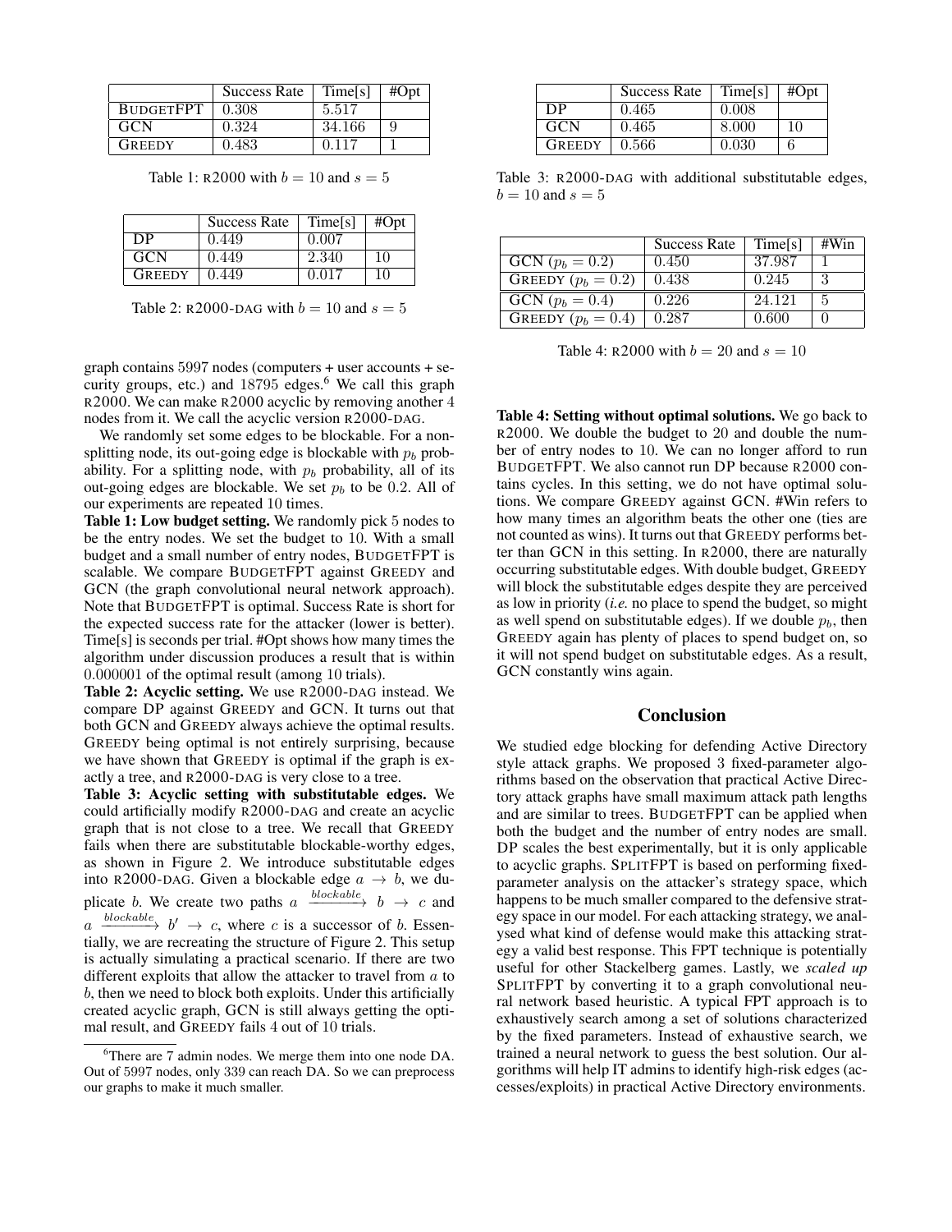|  | Success Rate | Time[s] | #Opt |
|---|---|---|---|
| BUDGETFPT | 0.308 | 5.517 |  |
| GCN | 0.324 | 34.166 | 9 |
| GREEDY | 0.483 | 0.117 | 1 |

Table 1: R2000 with $b = 10$ and $s = 5$

|  | Success Rate | Time[s] | #Opt |
|---|---|---|---|
| DP | 0.449 | 0.007 |  |
| GCN | 0.449 | 2.340 | 10 |
| GREEDY | 0.449 | 0.017 | 10 |

Table 2: R2000-DAG with $b = 10$ and $s = 5$

graph contains 5997 nodes (computers + user accounts + security groups, etc.) and 18795 edges.[6] We call this graph R2000. We can make R2000 acyclic by removing another 4 nodes from it. We call the acyclic version R2000-DAG.

We randomly set some edges to be blockable. For a non-splitting node, its out-going edge is blockable with $p_b$ probability. For a splitting node, with $p_b$ probability, all of its out-going edges are blockable. We set $p_b$ to be 0.2. All of our experiments are repeated 10 times.

**Table 1: Low budget setting.** We randomly pick 5 nodes to be the entry nodes. We set the budget to 10. With a small budget and a small number of entry nodes, BUDGETFPT is scalable. We compare BUDGETFPT against GREEDY and GCN (the graph convolutional neural network approach). Note that BUDGETFPT is optimal. Success Rate is short for the expected success rate for the attacker (lower is better). Time[s] is seconds per trial. #Opt shows how many times the algorithm under discussion produces a result that is within 0.000001 of the optimal result (among 10 trials).

**Table 2: Acyclic setting.** We use R2000-DAG instead. We compare DP against GREEDY and GCN. It turns out that both GCN and GREEDY always achieve the optimal results. GREEDY being optimal is not entirely surprising, because we have shown that GREEDY is optimal if the graph is exactly a tree, and R2000-DAG is very close to a tree.

**Table 3: Acyclic setting with substitutable edges.** We could artificially modify R2000-DAG and create an acyclic graph that is not close to a tree. We recall that GREEDY fails when there are substitutable blockable-worthy edges, as shown in Figure 2. We introduce substitutable edges into R2000-DAG. Given a blockable edge $a \rightarrow b$, we duplicate $b$. We create two paths $a \xrightarrow{blockable} b \rightarrow c$ and $a \xrightarrow{blockable} b' \rightarrow c$, where $c$ is a successor of $b$. Essentially, we are recreating the structure of Figure 2. This setup is actually simulating a practical scenario. If there are two different exploits that allow the attacker to travel from $a$ to $b$, then we need to block both exploits. Under this artificially created acyclic graph, GCN is still always getting the optimal result, and GREEDY fails 4 out of 10 trials.

[6] There are 7 admin nodes. We merge them into one node DA. Out of 5997 nodes, only 339 can reach DA. So we can preprocess our graphs to make it much smaller.

|  | Success Rate | Time[s] | #Opt |
|---|---|---|---|
| DP | 0.465 | 0.008 |  |
| GCN | 0.465 | 8.000 | 10 |
| GREEDY | 0.566 | 0.030 | 6 |

Table 3: R2000-DAG with additional substitutable edges, $b = 10$ and $s = 5$

|  | Success Rate | Time[s] | #Win |
|---|---|---|---|
| GCN ($p_b = 0.2$) | 0.450 | 37.987 | 1 |
| GREEDY ($p_b = 0.2$) | 0.438 | 0.245 | 3 |
| GCN ($p_b = 0.4$) | 0.226 | 24.121 | 5 |
| GREEDY ($p_b = 0.4$) | 0.287 | 0.600 | 0 |

Table 4: R2000 with $b = 20$ and $s = 10$

**Table 4: Setting without optimal solutions.** We go back to R2000. We double the budget to 20 and double the number of entry nodes to 10. We can no longer afford to run BUDGETFPT. We also cannot run DP because R2000 contains cycles. In this setting, we do not have optimal solutions. We compare GREEDY against GCN. #Win refers to how many times an algorithm beats the other one (ties are not counted as wins). It turns out that GREEDY performs better than GCN in this setting. In R2000, there are naturally occurring substitutable edges. With double budget, GREEDY will block the substitutable edges despite they are perceived as low in priority (*i.e.* no place to spend the budget, so might as well spend on substitutable edges). If we double $p_b$, then GREEDY again has plenty of places to spend budget on, so it will not spend budget on substitutable edges. As a result, GCN constantly wins again.

## Conclusion

We studied edge blocking for defending Active Directory style attack graphs. We proposed 3 fixed-parameter algorithms based on the observation that practical Active Directory attack graphs have small maximum attack path lengths and are similar to trees. BUDGETFPT can be applied when both the budget and the number of entry nodes are small. DP scales the best experimentally, but it is only applicable to acyclic graphs. SPLITFPT is based on performing fixed-parameter analysis on the attacker's strategy space, which happens to be much smaller compared to the defensive strategy space in our model. For each attacking strategy, we analysed what kind of defense would make this attacking strategy a valid best response. This FPT technique is potentially useful for other Stackelberg games. Lastly, we *scaled up* SPLITFPT by converting it to a graph convolutional neural network based heuristic. A typical FPT approach is to exhaustively search among a set of solutions characterized by the fixed parameters. Instead of exhaustive search, we trained a neural network to guess the best solution. Our algorithms will help IT admins to identify high-risk edges (accesses/exploits) in practical Active Directory environments.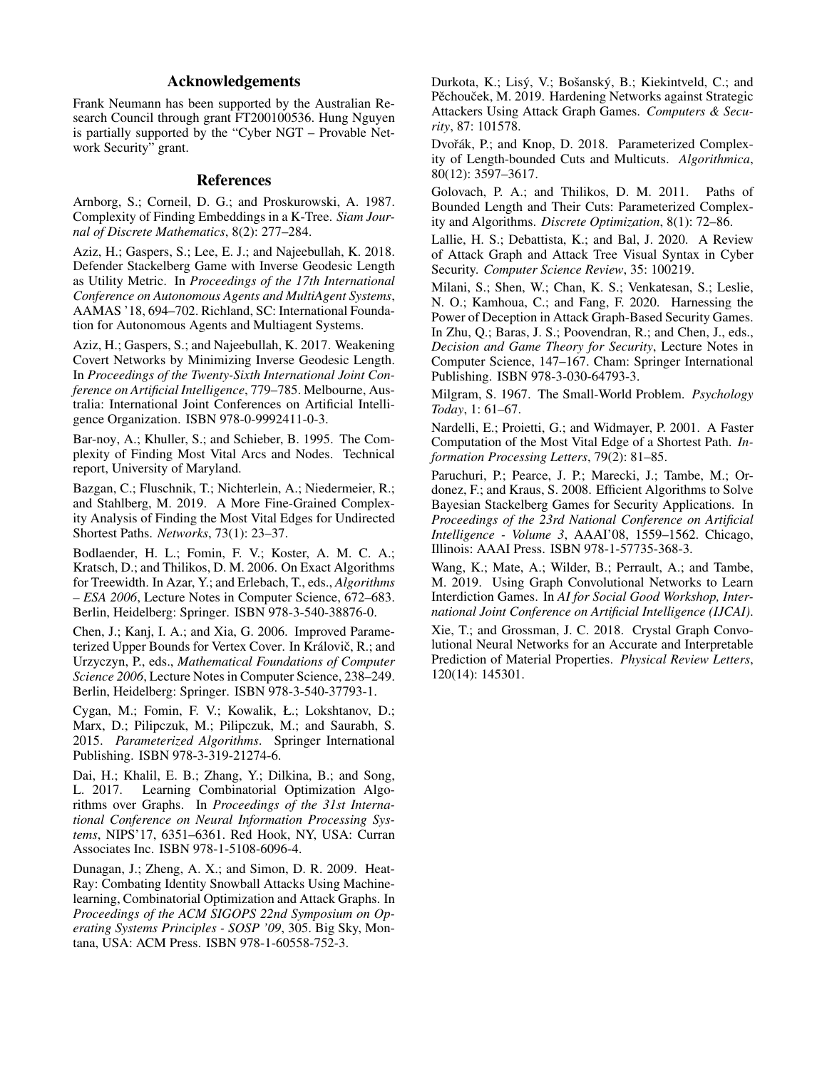## Acknowledgements

Frank Neumann has been supported by the Australian Research Council through grant FT200100536. Hung Nguyen is partially supported by the "Cyber NGT – Provable Network Security" grant.

## References

Arnborg, S.; Corneil, D. G.; and Proskurowski, A. 1987. Complexity of Finding Embeddings in a K-Tree. *Siam Journal of Discrete Mathematics*, 8(2): 277–284.

Aziz, H.; Gaspers, S.; Lee, E. J.; and Najeebullah, K. 2018. Defender Stackelberg Game with Inverse Geodesic Length as Utility Metric. In *Proceedings of the 17th International Conference on Autonomous Agents and MultiAgent Systems*, AAMAS '18, 694–702. Richland, SC: International Foundation for Autonomous Agents and Multiagent Systems.

Aziz, H.; Gaspers, S.; and Najeebullah, K. 2017. Weakening Covert Networks by Minimizing Inverse Geodesic Length. In *Proceedings of the Twenty-Sixth International Joint Conference on Artificial Intelligence*, 779–785. Melbourne, Australia: International Joint Conferences on Artificial Intelligence Organization. ISBN 978-0-9992411-0-3.

Bar-noy, A.; Khuller, S.; and Schieber, B. 1995. The Complexity of Finding Most Vital Arcs and Nodes. Technical report, University of Maryland.

Bazgan, C.; Fluschnik, T.; Nichterlein, A.; Niedermeier, R.; and Stahlberg, M. 2019. A More Fine-Grained Complexity Analysis of Finding the Most Vital Edges for Undirected Shortest Paths. *Networks*, 73(1): 23–37.

Bodlaender, H. L.; Fomin, F. V.; Koster, A. M. C. A.; Kratsch, D.; and Thilikos, D. M. 2006. On Exact Algorithms for Treewidth. In Azar, Y.; and Erlebach, T., eds., *Algorithms – ESA 2006*, Lecture Notes in Computer Science, 672–683. Berlin, Heidelberg: Springer. ISBN 978-3-540-38876-0.

Chen, J.; Kanj, I. A.; and Xia, G. 2006. Improved Parameterized Upper Bounds for Vertex Cover. In Královič, R.; and Urzyczyn, P., eds., *Mathematical Foundations of Computer Science 2006*, Lecture Notes in Computer Science, 238–249. Berlin, Heidelberg: Springer. ISBN 978-3-540-37793-1.

Cygan, M.; Fomin, F. V.; Kowalik, Ł.; Lokshtanov, D.; Marx, D.; Pilipczuk, M.; Pilipczuk, M.; and Saurabh, S. 2015. *Parameterized Algorithms*. Springer International Publishing. ISBN 978-3-319-21274-6.

Dai, H.; Khalil, E. B.; Zhang, Y.; Dilkina, B.; and Song, L. 2017. Learning Combinatorial Optimization Algorithms over Graphs. In *Proceedings of the 31st International Conference on Neural Information Processing Systems*, NIPS'17, 6351–6361. Red Hook, NY, USA: Curran Associates Inc. ISBN 978-1-5108-6096-4.

Dunagan, J.; Zheng, A. X.; and Simon, D. R. 2009. Heat-Ray: Combating Identity Snowball Attacks Using Machine-learning, Combinatorial Optimization and Attack Graphs. In *Proceedings of the ACM SIGOPS 22nd Symposium on Operating Systems Principles - SOSP '09*, 305. Big Sky, Montana, USA: ACM Press. ISBN 978-1-60558-752-3.

Durkota, K.; Lisý, V.; Bošanský, B.; Kiekintveld, C.; and Pěchouček, M. 2019. Hardening Networks against Strategic Attackers Using Attack Graph Games. *Computers & Security*, 87: 101578.

Dvořák, P.; and Knop, D. 2018. Parameterized Complexity of Length-bounded Cuts and Multicuts. *Algorithmica*, 80(12): 3597–3617.

Golovach, P. A.; and Thilikos, D. M. 2011. Paths of Bounded Length and Their Cuts: Parameterized Complexity and Algorithms. *Discrete Optimization*, 8(1): 72–86.

Lallie, H. S.; Debattista, K.; and Bal, J. 2020. A Review of Attack Graph and Attack Tree Visual Syntax in Cyber Security. *Computer Science Review*, 35: 100219.

Milani, S.; Shen, W.; Chan, K. S.; Venkatesan, S.; Leslie, N. O.; Kamhoua, C.; and Fang, F. 2020. Harnessing the Power of Deception in Attack Graph-Based Security Games. In Zhu, Q.; Baras, J. S.; Poovendran, R.; and Chen, J., eds., *Decision and Game Theory for Security*, Lecture Notes in Computer Science, 147–167. Cham: Springer International Publishing. ISBN 978-3-030-64793-3.

Milgram, S. 1967. The Small-World Problem. *Psychology Today*, 1: 61–67.

Nardelli, E.; Proietti, G.; and Widmayer, P. 2001. A Faster Computation of the Most Vital Edge of a Shortest Path. *Information Processing Letters*, 79(2): 81–85.

Paruchuri, P.; Pearce, J. P.; Marecki, J.; Tambe, M.; Ordonez, F.; and Kraus, S. 2008. Efficient Algorithms to Solve Bayesian Stackelberg Games for Security Applications. In *Proceedings of the 23rd National Conference on Artificial Intelligence - Volume 3*, AAAI'08, 1559–1562. Chicago, Illinois: AAAI Press. ISBN 978-1-57735-368-3.

Wang, K.; Mate, A.; Wilder, B.; Perrault, A.; and Tambe, M. 2019. Using Graph Convolutional Networks to Learn Interdiction Games. In *AI for Social Good Workshop, International Joint Conference on Artificial Intelligence (IJCAI)*.

Xie, T.; and Grossman, J. C. 2018. Crystal Graph Convolutional Neural Networks for an Accurate and Interpretable Prediction of Material Properties. *Physical Review Letters*, 120(14): 145301.